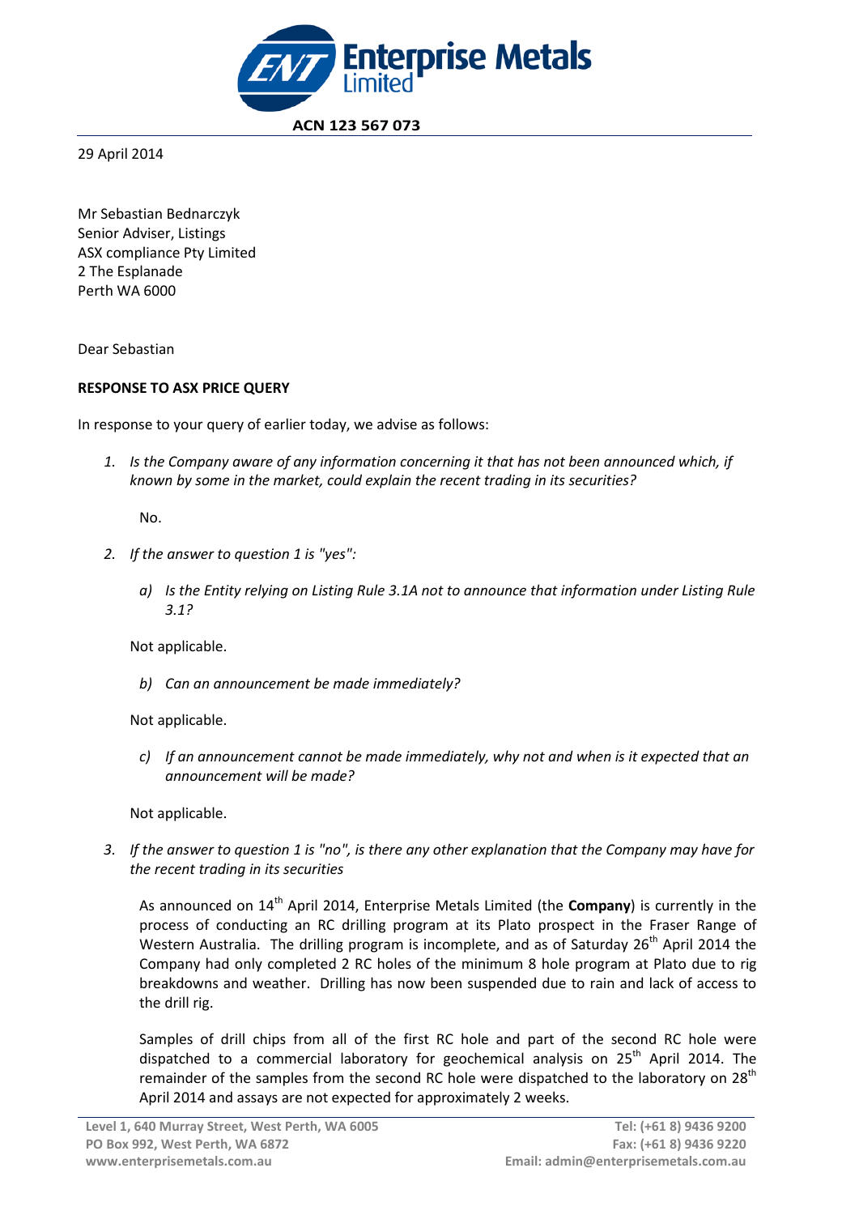ACN 123 567 073

29 April 2014

Mr Sebastian Bednarczyk
Senior Adviser, Listings
ASX compliance Pty Limited
2 The Esplanade
Perth WA 6000

Dear Sebastian

**RESPONSE TO ASX PRICE QUERY**

In response to your query of earlier today, we advise as follows:

1. *Is the Company aware of any information concerning it that has not been announced which, if known by some in the market, could explain the recent trading in its securities?*

   No.

2. *If the answer to question 1 is "yes":*

   a) *Is the Entity relying on Listing Rule 3.1A not to announce that information under Listing Rule 3.1?*

   Not applicable.

   b) *Can an announcement be made immediately?*

   Not applicable.

   c) *If an announcement cannot be made immediately, why not and when is it expected that an announcement will be made?*

   Not applicable.

3. *If the answer to question 1 is "no", is there any other explanation that the Company may have for the recent trading in its securities*

   As announced on 14th April 2014, Enterprise Metals Limited (the **Company**) is currently in the process of conducting an RC drilling program at its Plato prospect in the Fraser Range of Western Australia. The drilling program is incomplete, and as of Saturday 26th April 2014 the Company had only completed 2 RC holes of the minimum 8 hole program at Plato due to rig breakdowns and weather. Drilling has now been suspended due to rain and lack of access to the drill rig.

   Samples of drill chips from all of the first RC hole and part of the second RC hole were dispatched to a commercial laboratory for geochemical analysis on 25th April 2014. The remainder of the samples from the second RC hole were dispatched to the laboratory on 28th April 2014 and assays are not expected for approximately 2 weeks.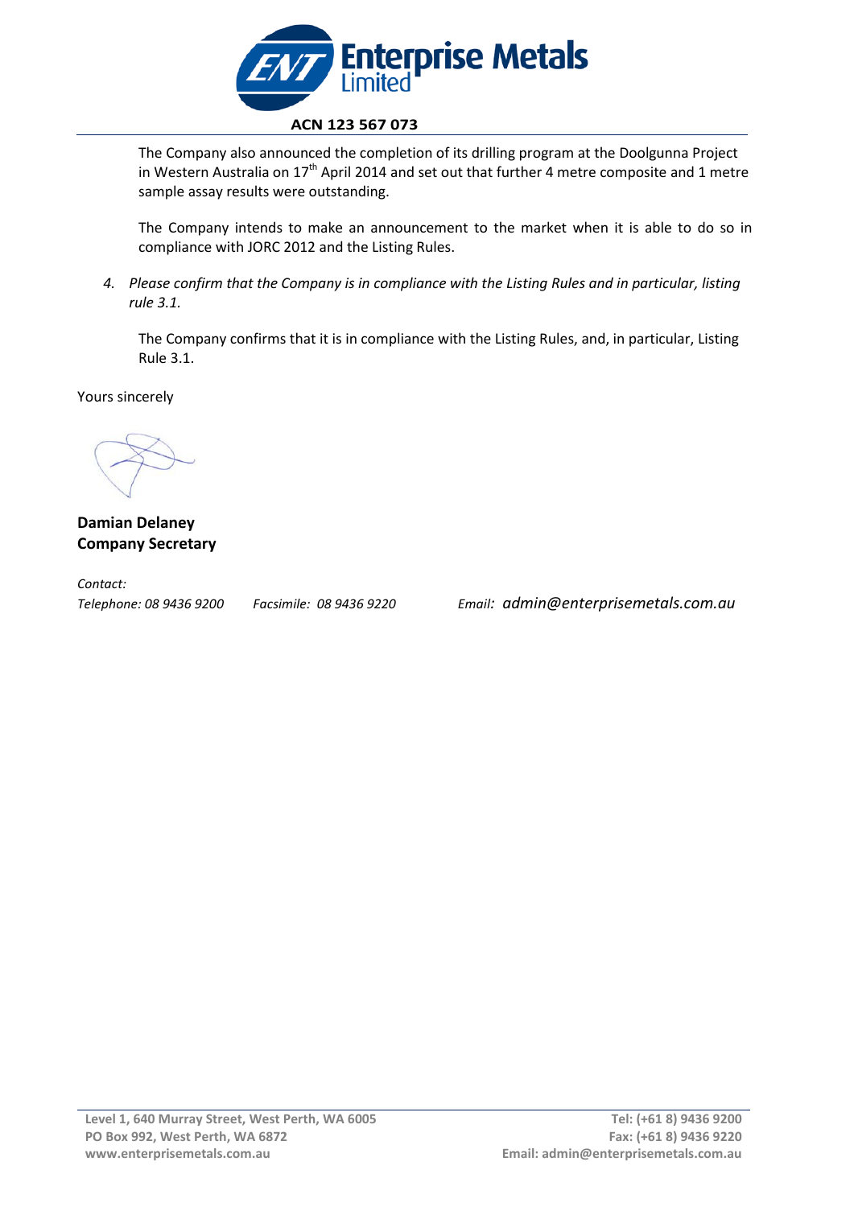The Company also announced the completion of its drilling program at the Doolgunna Project in Western Australia on 17th April 2014 and set out that further 4 metre composite and 1 metre sample assay results were outstanding.

The Company intends to make an announcement to the market when it is able to do so in compliance with JORC 2012 and the Listing Rules.

4. *Please confirm that the Company is in compliance with the Listing Rules and in particular, listing rule 3.1.*

   The Company confirms that it is in compliance with the Listing Rules, and, in particular, Listing Rule 3.1.

Yours sincerely

**Damian Delaney**
**Company Secretary**

*Contact:*
*Telephone: 08 9436 9200* *Facsimile: 08 9436 9220* *Email: admin@enterprisemetals.com.au*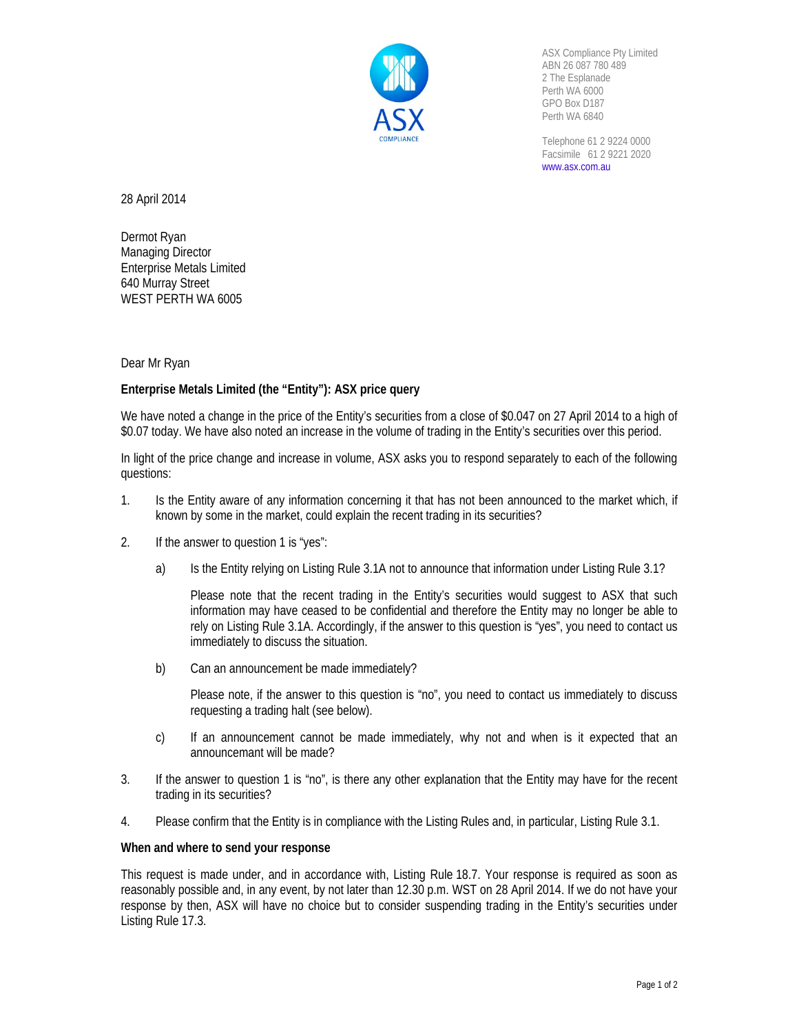ASX Compliance Pty Limited
ABN 26 087 780 489
2 The Esplanade
Perth WA 6000
GPO Box D187
Perth WA 6840

Telephone 61 2 9224 0000
Facsimile 61 2 9221 2020
www.asx.com.au

28 April 2014

Dermot Ryan
Managing Director
Enterprise Metals Limited
640 Murray Street
WEST PERTH WA 6005

Dear Mr Ryan

**Enterprise Metals Limited (the "Entity"): ASX price query**

We have noted a change in the price of the Entity's securities from a close of $0.047 on 27 April 2014 to a high of $0.07 today. We have also noted an increase in the volume of trading in the Entity's securities over this period.

In light of the price change and increase in volume, ASX asks you to respond separately to each of the following questions:

1. Is the Entity aware of any information concerning it that has not been announced to the market which, if known by some in the market, could explain the recent trading in its securities?

2. If the answer to question 1 is "yes":

   a) Is the Entity relying on Listing Rule 3.1A not to announce that information under Listing Rule 3.1?

      Please note that the recent trading in the Entity's securities would suggest to ASX that such information may have ceased to be confidential and therefore the Entity may no longer be able to rely on Listing Rule 3.1A. Accordingly, if the answer to this question is "yes", you need to contact us immediately to discuss the situation.

   b) Can an announcement be made immediately?

      Please note, if the answer to this question is "no", you need to contact us immediately to discuss requesting a trading halt (see below).

   c) If an announcement cannot be made immediately, why not and when is it expected that an announcemant will be made?

3. If the answer to question 1 is "no", is there any other explanation that the Entity may have for the recent trading in its securities?

4. Please confirm that the Entity is in compliance with the Listing Rules and, in particular, Listing Rule 3.1.

**When and where to send your response**

This request is made under, and in accordance with, Listing Rule 18.7. Your response is required as soon as reasonably possible and, in any event, by not later than 12.30 p.m. WST on 28 April 2014. If we do not have your response by then, ASX will have no choice but to consider suspending trading in the Entity's securities under Listing Rule 17.3.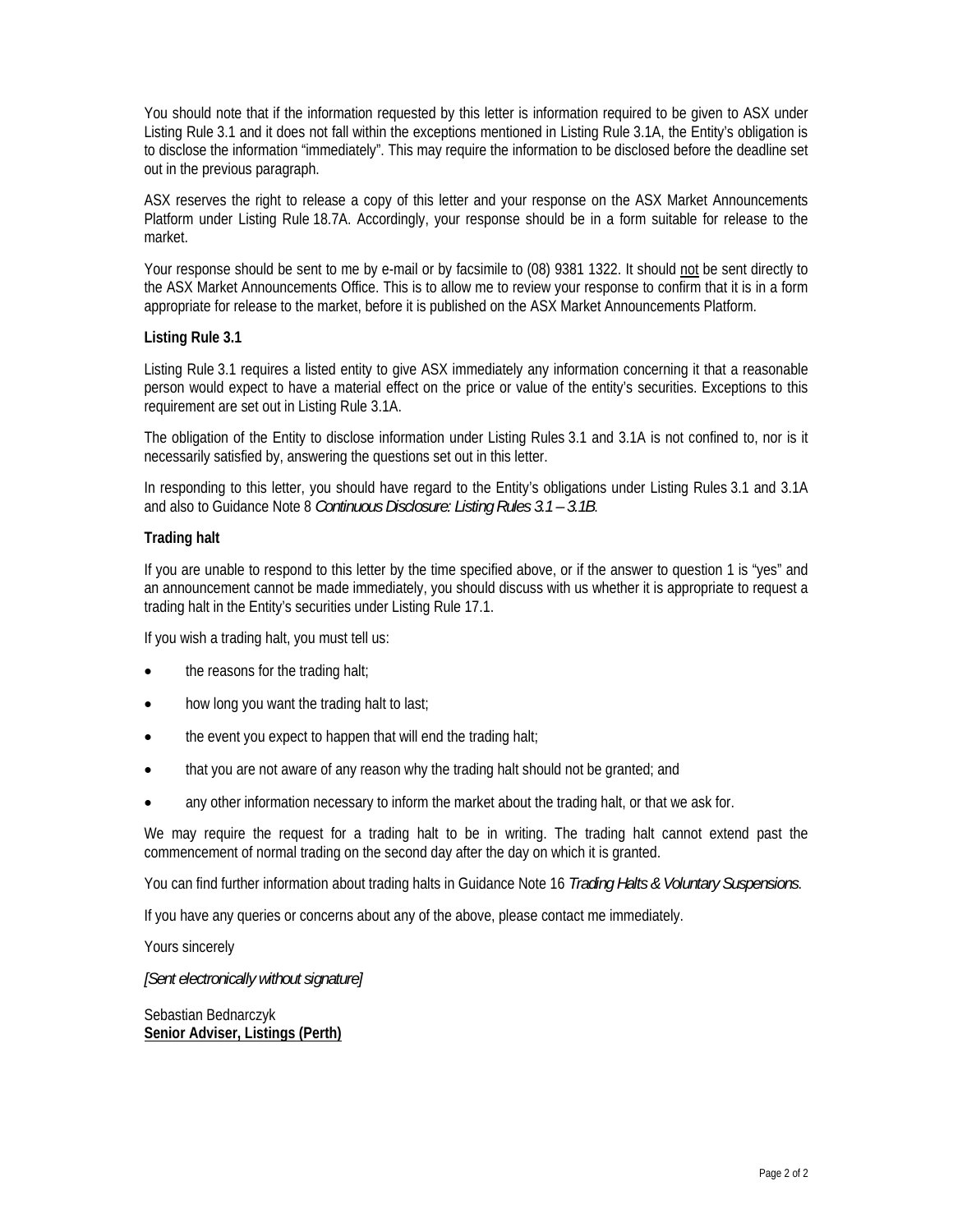You should note that if the information requested by this letter is information required to be given to ASX under Listing Rule 3.1 and it does not fall within the exceptions mentioned in Listing Rule 3.1A, the Entity's obligation is to disclose the information "immediately". This may require the information to be disclosed before the deadline set out in the previous paragraph.

ASX reserves the right to release a copy of this letter and your response on the ASX Market Announcements Platform under Listing Rule 18.7A. Accordingly, your response should be in a form suitable for release to the market.

Your response should be sent to me by e-mail or by facsimile to (08) 9381 1322. It should <u>not</u> be sent directly to the ASX Market Announcements Office. This is to allow me to review your response to confirm that it is in a form appropriate for release to the market, before it is published on the ASX Market Announcements Platform.

**Listing Rule 3.1**

Listing Rule 3.1 requires a listed entity to give ASX immediately any information concerning it that a reasonable person would expect to have a material effect on the price or value of the entity's securities. Exceptions to this requirement are set out in Listing Rule 3.1A.

The obligation of the Entity to disclose information under Listing Rules 3.1 and 3.1A is not confined to, nor is it necessarily satisfied by, answering the questions set out in this letter.

In responding to this letter, you should have regard to the Entity's obligations under Listing Rules 3.1 and 3.1A and also to Guidance Note 8 *Continuous Disclosure: Listing Rules 3.1 – 3.1B*.

**Trading halt**

If you are unable to respond to this letter by the time specified above, or if the answer to question 1 is "yes" and an announcement cannot be made immediately, you should discuss with us whether it is appropriate to request a trading halt in the Entity's securities under Listing Rule 17.1.

If you wish a trading halt, you must tell us:

- the reasons for the trading halt;
- how long you want the trading halt to last;
- the event you expect to happen that will end the trading halt;
- that you are not aware of any reason why the trading halt should not be granted; and
- any other information necessary to inform the market about the trading halt, or that we ask for.

We may require the request for a trading halt to be in writing. The trading halt cannot extend past the commencement of normal trading on the second day after the day on which it is granted.

You can find further information about trading halts in Guidance Note 16 *Trading Halts & Voluntary Suspensions*.

If you have any queries or concerns about any of the above, please contact me immediately.

Yours sincerely

*[Sent electronically without signature]*

Sebastian Bednarczyk
**<u>Senior Adviser, Listings (Perth)</u>**